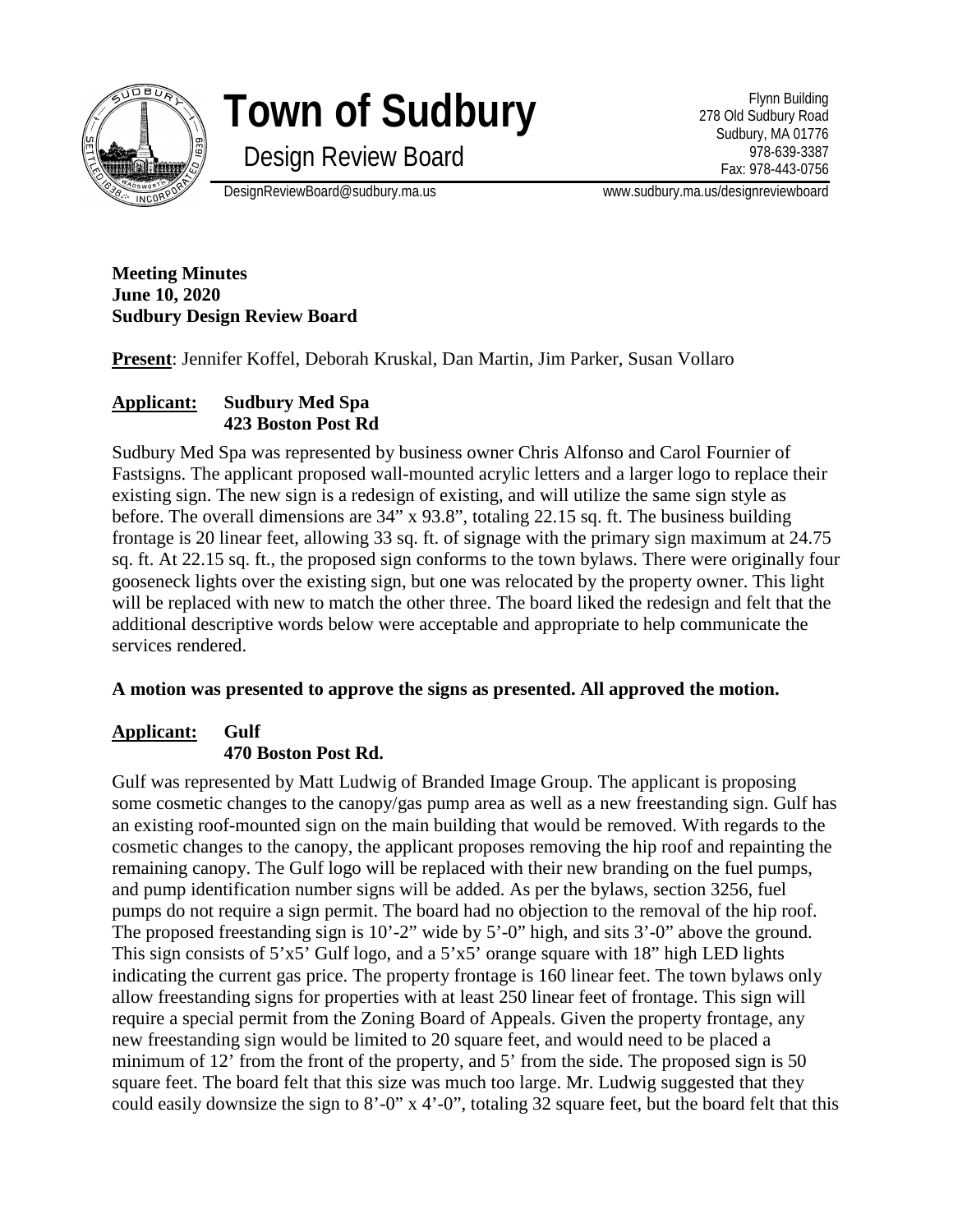# Town of Sudbury

## Design Review Board

Flynn Building
278 Old Sudbury Road
Sudbury, MA 01776
978-639-3387
Fax: 978-443-0756

DesignReviewBoard@sudbury.ma.us www.sudbury.ma.us/designreviewboard

**Meeting Minutes**
**June 10, 2020**
**Sudbury Design Review Board**

**Present**: Jennifer Koffel, Deborah Kruskal, Dan Martin, Jim Parker, Susan Vollaro

**Applicant: Sudbury Med Spa**
**423 Boston Post Rd**

Sudbury Med Spa was represented by business owner Chris Alfonso and Carol Fournier of Fastsigns. The applicant proposed wall-mounted acrylic letters and a larger logo to replace their existing sign. The new sign is a redesign of existing, and will utilize the same sign style as before. The overall dimensions are 34" x 93.8", totaling 22.15 sq. ft. The business building frontage is 20 linear feet, allowing 33 sq. ft. of signage with the primary sign maximum at 24.75 sq. ft. At 22.15 sq. ft., the proposed sign conforms to the town bylaws. There were originally four gooseneck lights over the existing sign, but one was relocated by the property owner. This light will be replaced with new to match the other three. The board liked the redesign and felt that the additional descriptive words below were acceptable and appropriate to help communicate the services rendered.

**A motion was presented to approve the signs as presented. All approved the motion.**

**Applicant: Gulf**
**470 Boston Post Rd.**

Gulf was represented by Matt Ludwig of Branded Image Group. The applicant is proposing some cosmetic changes to the canopy/gas pump area as well as a new freestanding sign. Gulf has an existing roof-mounted sign on the main building that would be removed. With regards to the cosmetic changes to the canopy, the applicant proposes removing the hip roof and repainting the remaining canopy. The Gulf logo will be replaced with their new branding on the fuel pumps, and pump identification number signs will be added. As per the bylaws, section 3256, fuel pumps do not require a sign permit. The board had no objection to the removal of the hip roof. The proposed freestanding sign is 10'-2" wide by 5'-0" high, and sits 3'-0" above the ground. This sign consists of 5'x5' Gulf logo, and a 5'x5' orange square with 18" high LED lights indicating the current gas price. The property frontage is 160 linear feet. The town bylaws only allow freestanding signs for properties with at least 250 linear feet of frontage. This sign will require a special permit from the Zoning Board of Appeals. Given the property frontage, any new freestanding sign would be limited to 20 square feet, and would need to be placed a minimum of 12' from the front of the property, and 5' from the side. The proposed sign is 50 square feet. The board felt that this size was much too large. Mr. Ludwig suggested that they could easily downsize the sign to 8'-0" x 4'-0", totaling 32 square feet, but the board felt that this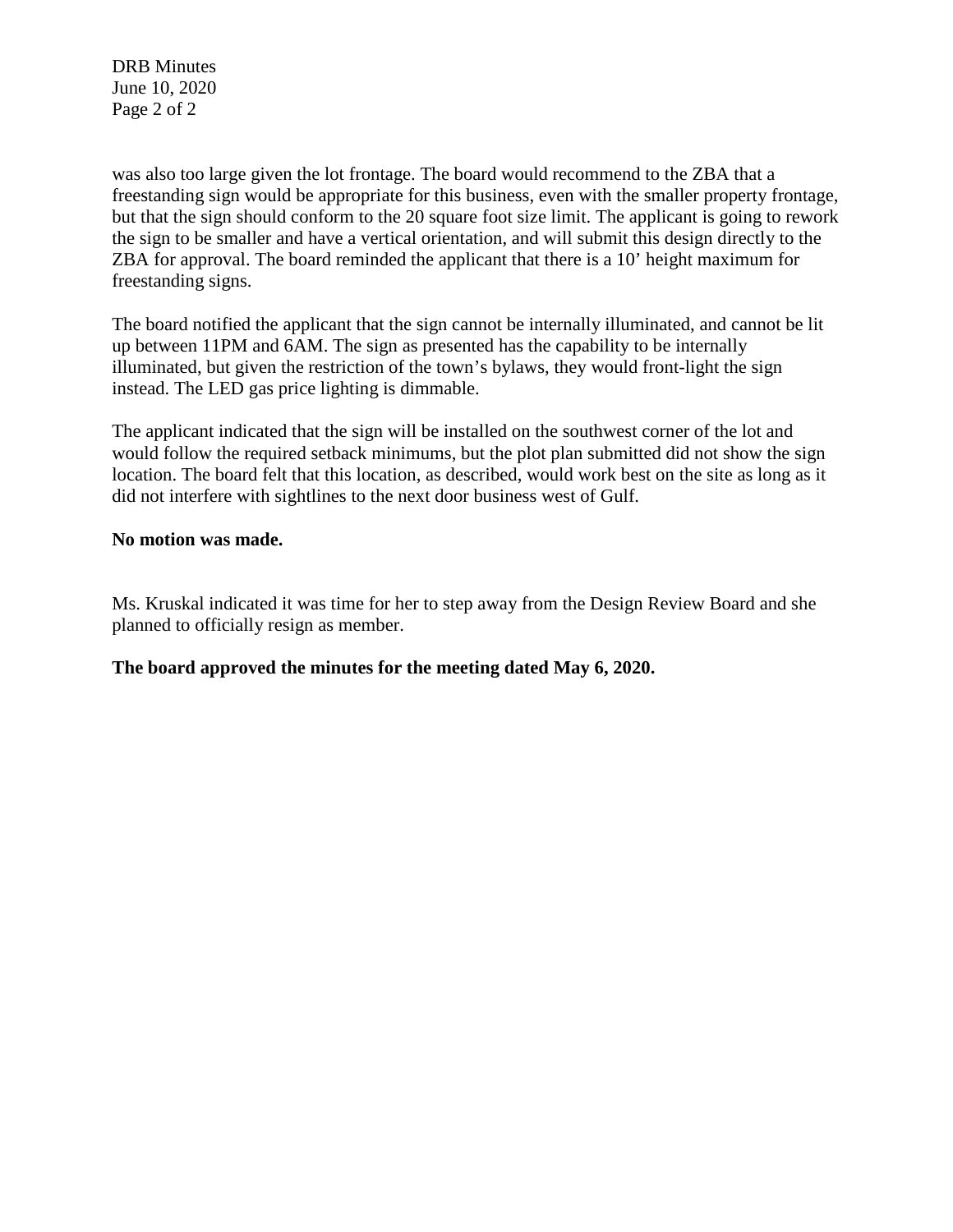was also too large given the lot frontage. The board would recommend to the ZBA that a freestanding sign would be appropriate for this business, even with the smaller property frontage, but that the sign should conform to the 20 square foot size limit. The applicant is going to rework the sign to be smaller and have a vertical orientation, and will submit this design directly to the ZBA for approval. The board reminded the applicant that there is a 10' height maximum for freestanding signs.

The board notified the applicant that the sign cannot be internally illuminated, and cannot be lit up between 11PM and 6AM. The sign as presented has the capability to be internally illuminated, but given the restriction of the town's bylaws, they would front-light the sign instead. The LED gas price lighting is dimmable.

The applicant indicated that the sign will be installed on the southwest corner of the lot and would follow the required setback minimums, but the plot plan submitted did not show the sign location. The board felt that this location, as described, would work best on the site as long as it did not interfere with sightlines to the next door business west of Gulf.

**No motion was made.**

Ms. Kruskal indicated it was time for her to step away from the Design Review Board and she planned to officially resign as member.

**The board approved the minutes for the meeting dated May 6, 2020.**